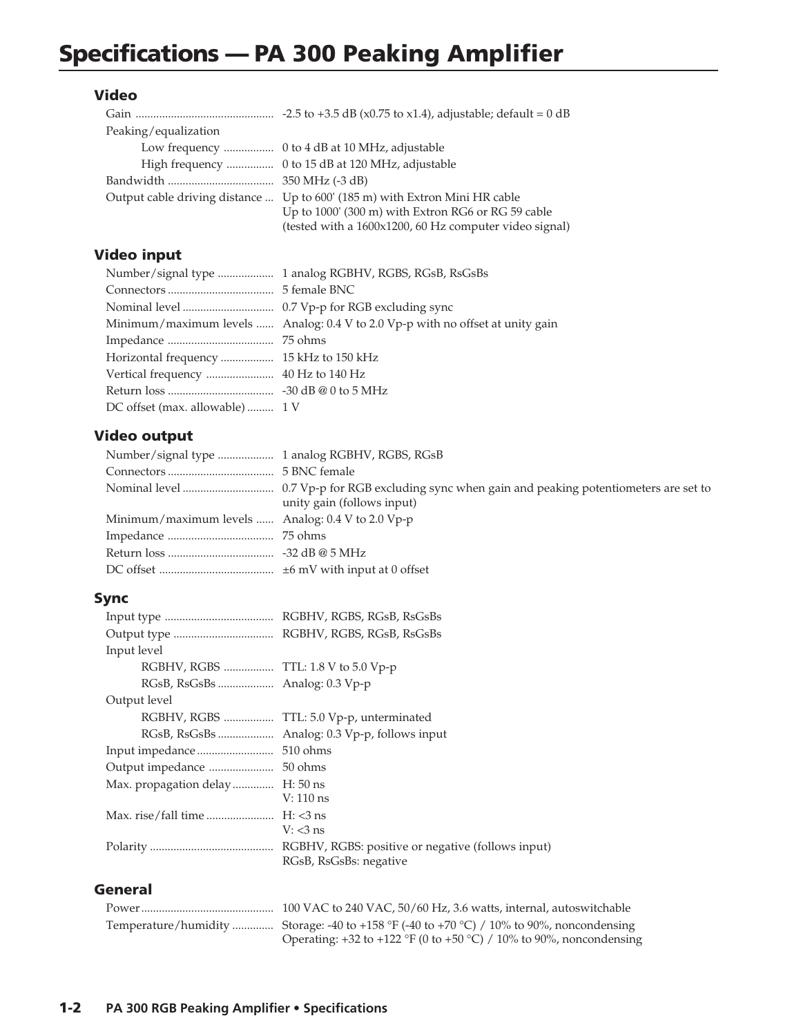# Specifications — PA 300 Peaking Amplifier

## Video

Gain .............................................. -2.5 to +3.5 dB (x0.75 to x1.4), adjustable; default = 0 dB

Peaking/equalization

- Low frequency ................ 0 to 4 dB at 10 MHz, adjustable
- High frequency ............... 0 to 15 dB at 120 MHz, adjustable

Bandwidth ................................... 350 MHz (-3 dB)

Output cable driving distance ... Up to 600' (185 m) with Extron Mini HR cable
Up to 1000' (300 m) with Extron RG6 or RG 59 cable
(tested with a 1600x1200, 60 Hz computer video signal)

## Video input

Number/signal type .................. 1 analog RGBHV, RGBS, RGsB, RsGsBs

Connectors ................................... 5 female BNC

Nominal level .............................. 0.7 Vp-p for RGB excluding sync

Minimum/maximum levels ...... Analog: 0.4 V to 2.0 Vp-p with no offset at unity gain

Impedance ................................... 75 ohms

Horizontal frequency ................. 15 kHz to 150 kHz

Vertical frequency ...................... 40 Hz to 140 Hz

Return loss ................................... -30 dB @ 0 to 5 MHz

DC offset (max. allowable) ......... 1 V

## Video output

Number/signal type .................. 1 analog RGBHV, RGBS, RGsB

Connectors ................................... 5 BNC female

Nominal level .............................. 0.7 Vp-p for RGB excluding sync when gain and peaking potentiometers are set to unity gain (follows input)

Minimum/maximum levels ...... Analog: 0.4 V to 2.0 Vp-p

Impedance ................................... 75 ohms

Return loss ................................... -32 dB @ 5 MHz

DC offset ...................................... ±6 mV with input at 0 offset

## Sync

Input type .................................... RGBHV, RGBS, RGsB, RsGsBs

Output type ................................. RGBHV, RGBS, RGsB, RsGsBs

Input level

- RGBHV, RGBS ................ TTL: 1.8 V to 5.0 Vp-p
- RGsB, RsGsBs .................. Analog: 0.3 Vp-p

Output level

- RGBHV, RGBS ................ TTL: 5.0 Vp-p, unterminated
- RGsB, RsGsBs .................. Analog: 0.3 Vp-p, follows input

Input impedance ......................... 510 ohms

Output impedance ...................... 50 ohms

Max. propagation delay ............. H: 50 ns
V: 110 ns

Max. rise/fall time ...................... H: <3 ns
V: <3 ns

Polarity ......................................... RGBHV, RGBS: positive or negative (follows input)
RGsB, RsGsBs: negative

## General

Power ............................................ 100 VAC to 240 VAC, 50/60 Hz, 3.6 watts, internal, autoswitchable

Temperature/humidity .............. Storage: -40 to +158 °F (-40 to +70 °C) / 10% to 90%, noncondensing
Operating: +32 to +122 °F (0 to +50 °C) / 10% to 90%, noncondensing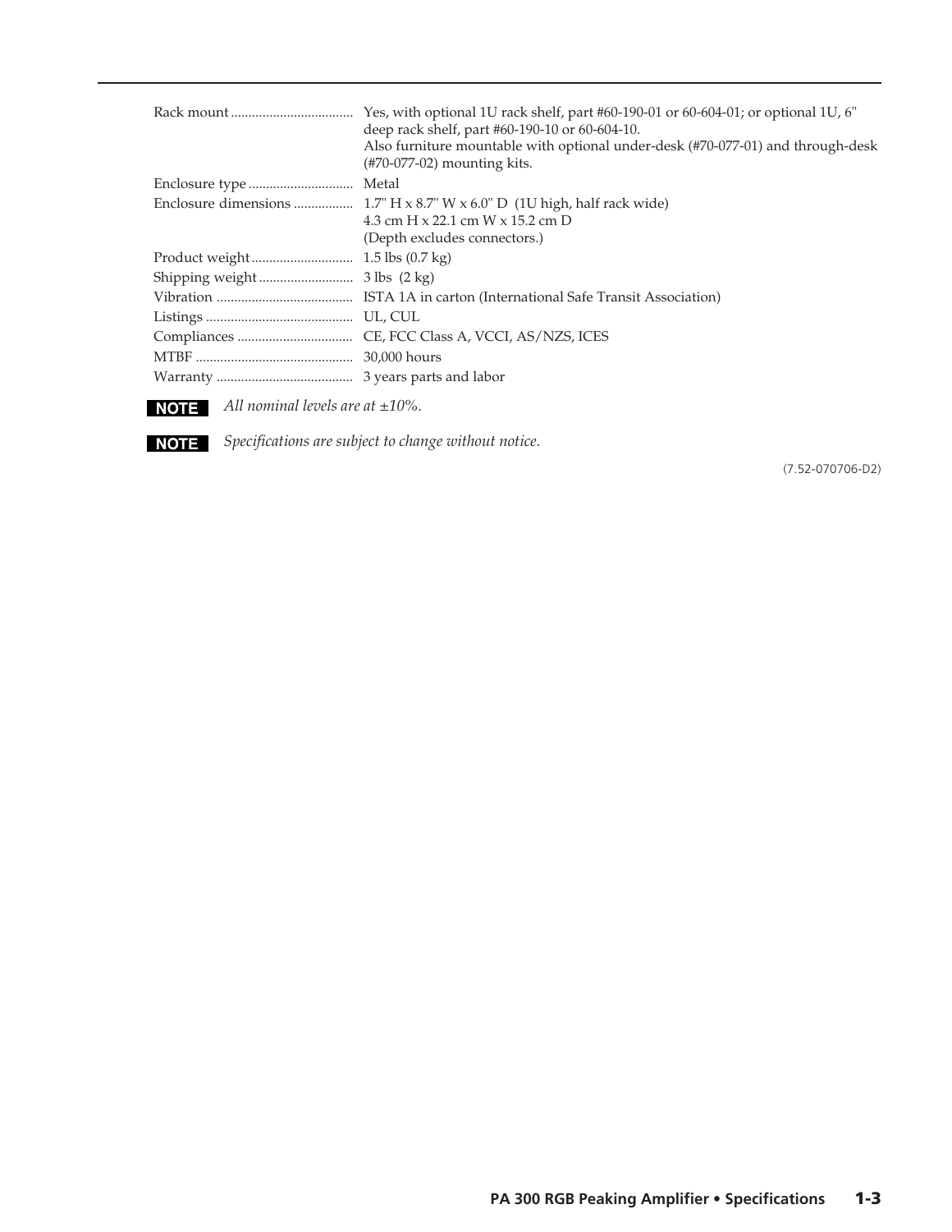| | |
|---|---|
| Rack mount | Yes, with optional 1U rack shelf, part #60-190-01 or 60-604-01; or optional 1U, 6" deep rack shelf, part #60-190-10 or 60-604-10. Also furniture mountable with optional under-desk (#70-077-01) and through-desk (#70-077-02) mounting kits. |
| Enclosure type | Metal |
| Enclosure dimensions | 1.7" H x 8.7" W x 6.0" D (1U high, half rack wide) 4.3 cm H x 22.1 cm W x 15.2 cm D (Depth excludes connectors.) |
| Product weight | 1.5 lbs (0.7 kg) |
| Shipping weight | 3 lbs (2 kg) |
| Vibration | ISTA 1A in carton (International Safe Transit Association) |
| Listings | UL, CUL |
| Compliances | CE, FCC Class A, VCCI, AS/NZS, ICES |
| MTBF | 30,000 hours |
| Warranty | 3 years parts and labor |

**NOTE** *All nominal levels are at ±10%.*

**NOTE** *Specifications are subject to change without notice.*

(7.52-070706-D2)